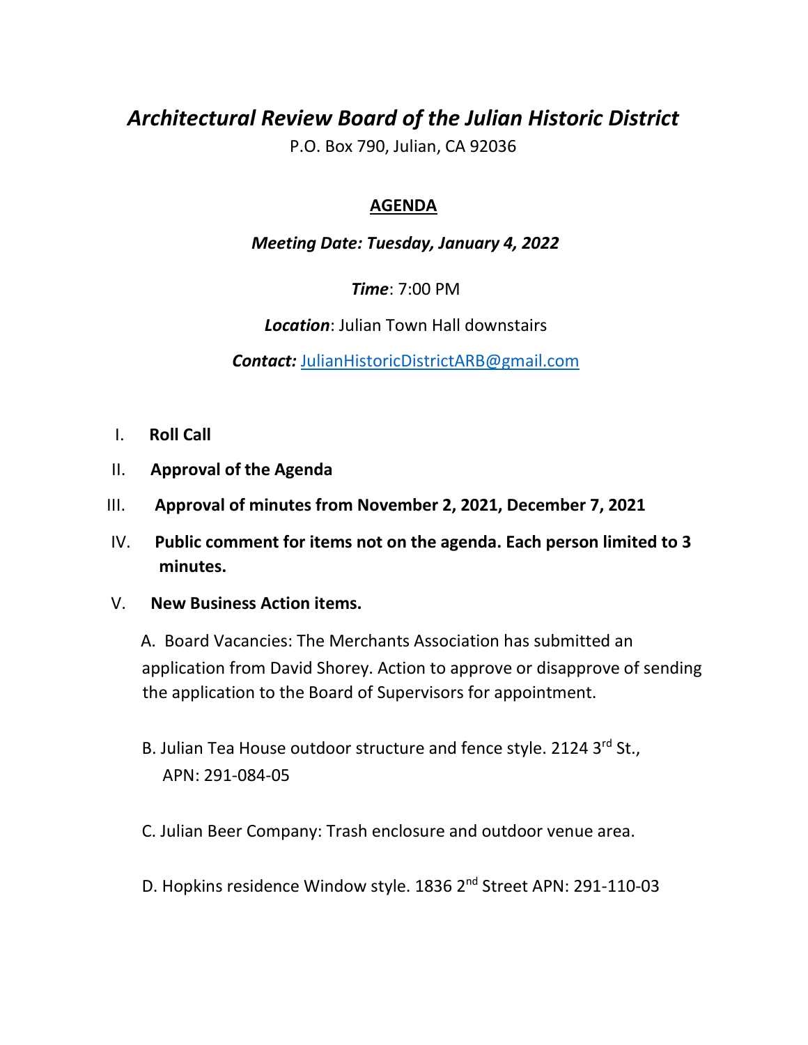# *Architectural Review Board of the Julian Historic District*

P.O. Box 790, Julian, CA 92036

## AGENDA

***Meeting Date: Tuesday, January 4, 2022***

***Time***: 7:00 PM

***Location***: Julian Town Hall downstairs

***Contact:*** JulianHistoricDistrictARB@gmail.com

I. **Roll Call**

II. **Approval of the Agenda**

III. **Approval of minutes from November 2, 2021, December 7, 2021**

IV. **Public comment for items not on the agenda. Each person limited to 3 minutes.**

V. **New Business Action items.**

A. Board Vacancies: The Merchants Association has submitted an application from David Shorey. Action to approve or disapprove of sending the application to the Board of Supervisors for appointment.

B. Julian Tea House outdoor structure and fence style. 2124 3rd St., APN: 291-084-05

C. Julian Beer Company: Trash enclosure and outdoor venue area.

D. Hopkins residence Window style. 1836 2nd Street APN: 291-110-03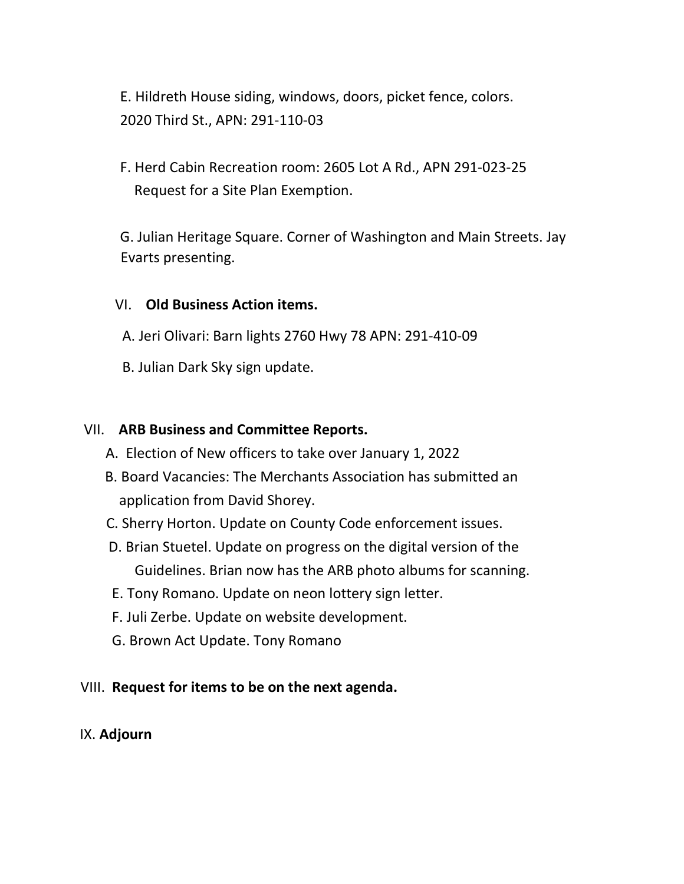E. Hildreth House siding, windows, doors, picket fence, colors.
2020 Third St., APN: 291-110-03

F. Herd Cabin Recreation room: 2605 Lot A Rd., APN 291-023-25
Request for a Site Plan Exemption.

G. Julian Heritage Square. Corner of Washington and Main Streets. Jay Evarts presenting.

VI. **Old Business Action items.**

A. Jeri Olivari: Barn lights 2760 Hwy 78 APN: 291-410-09

B. Julian Dark Sky sign update.

VII. **ARB Business and Committee Reports.**

A. Election of New officers to take over January 1, 2022

B. Board Vacancies: The Merchants Association has submitted an application from David Shorey.

C. Sherry Horton. Update on County Code enforcement issues.

D. Brian Stuetel. Update on progress on the digital version of the Guidelines. Brian now has the ARB photo albums for scanning.

E. Tony Romano. Update on neon lottery sign letter.

F. Juli Zerbe. Update on website development.

G. Brown Act Update. Tony Romano

VIII. **Request for items to be on the next agenda.**

IX. **Adjourn**